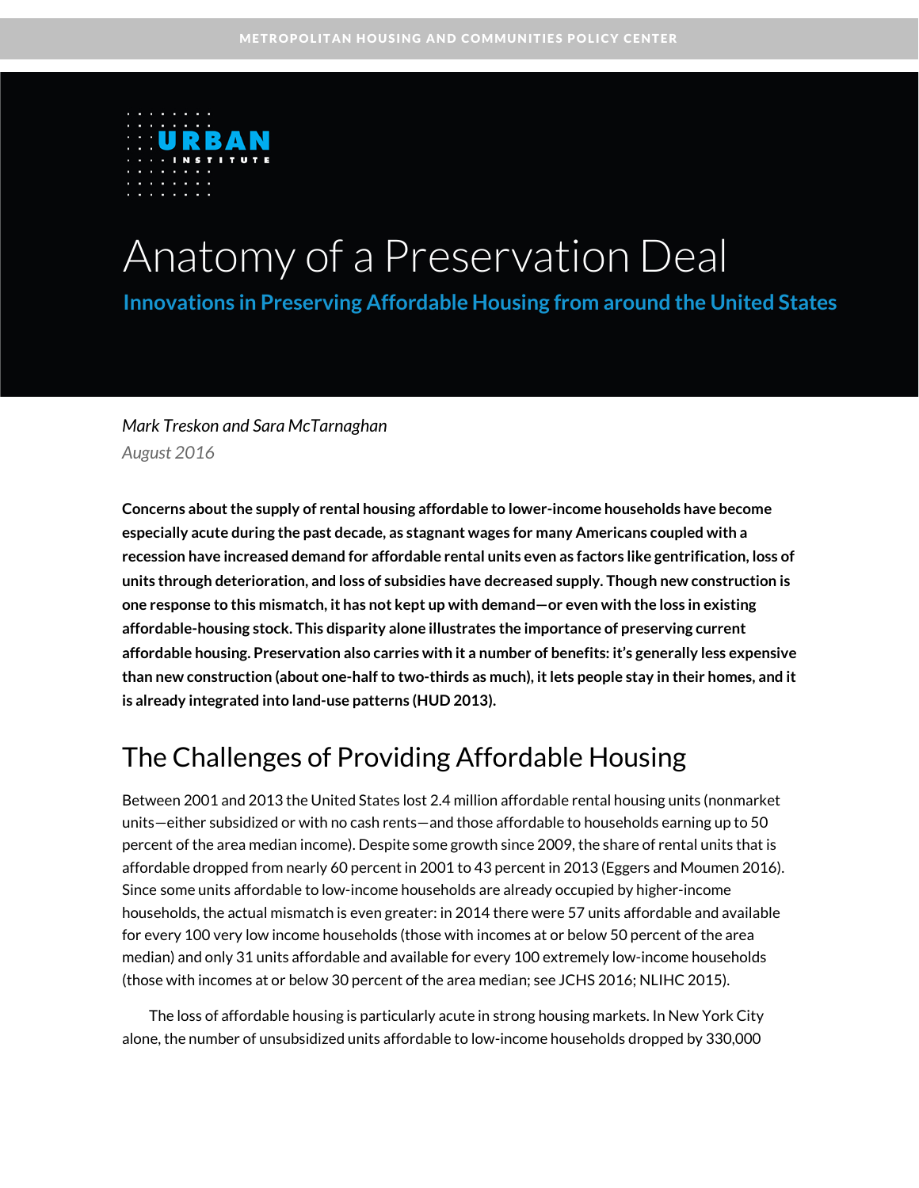METROPOLITAN HOUSING AND COMMUNITIES POLICY CENTER

URBAN INSTITUTE

# Anatomy of a Preservation Deal

## Innovations in Preserving Affordable Housing from around the United States

*Mark Treskon and Sara McTarnaghan*

*August 2016*

**Concerns about the supply of rental housing affordable to lower-income households have become especially acute during the past decade, as stagnant wages for many Americans coupled with a recession have increased demand for affordable rental units even as factors like gentrification, loss of units through deterioration, and loss of subsidies have decreased supply. Though new construction is one response to this mismatch, it has not kept up with demand—or even with the loss in existing affordable-housing stock. This disparity alone illustrates the importance of preserving current affordable housing. Preservation also carries with it a number of benefits: it's generally less expensive than new construction (about one-half to two-thirds as much), it lets people stay in their homes, and it is already integrated into land-use patterns (HUD 2013).**

## The Challenges of Providing Affordable Housing

Between 2001 and 2013 the United States lost 2.4 million affordable rental housing units (nonmarket units—either subsidized or with no cash rents—and those affordable to households earning up to 50 percent of the area median income). Despite some growth since 2009, the share of rental units that is affordable dropped from nearly 60 percent in 2001 to 43 percent in 2013 (Eggers and Moumen 2016). Since some units affordable to low-income households are already occupied by higher-income households, the actual mismatch is even greater: in 2014 there were 57 units affordable and available for every 100 very low income households (those with incomes at or below 50 percent of the area median) and only 31 units affordable and available for every 100 extremely low-income households (those with incomes at or below 30 percent of the area median; see JCHS 2016; NLIHC 2015).

The loss of affordable housing is particularly acute in strong housing markets. In New York City alone, the number of unsubsidized units affordable to low-income households dropped by 330,000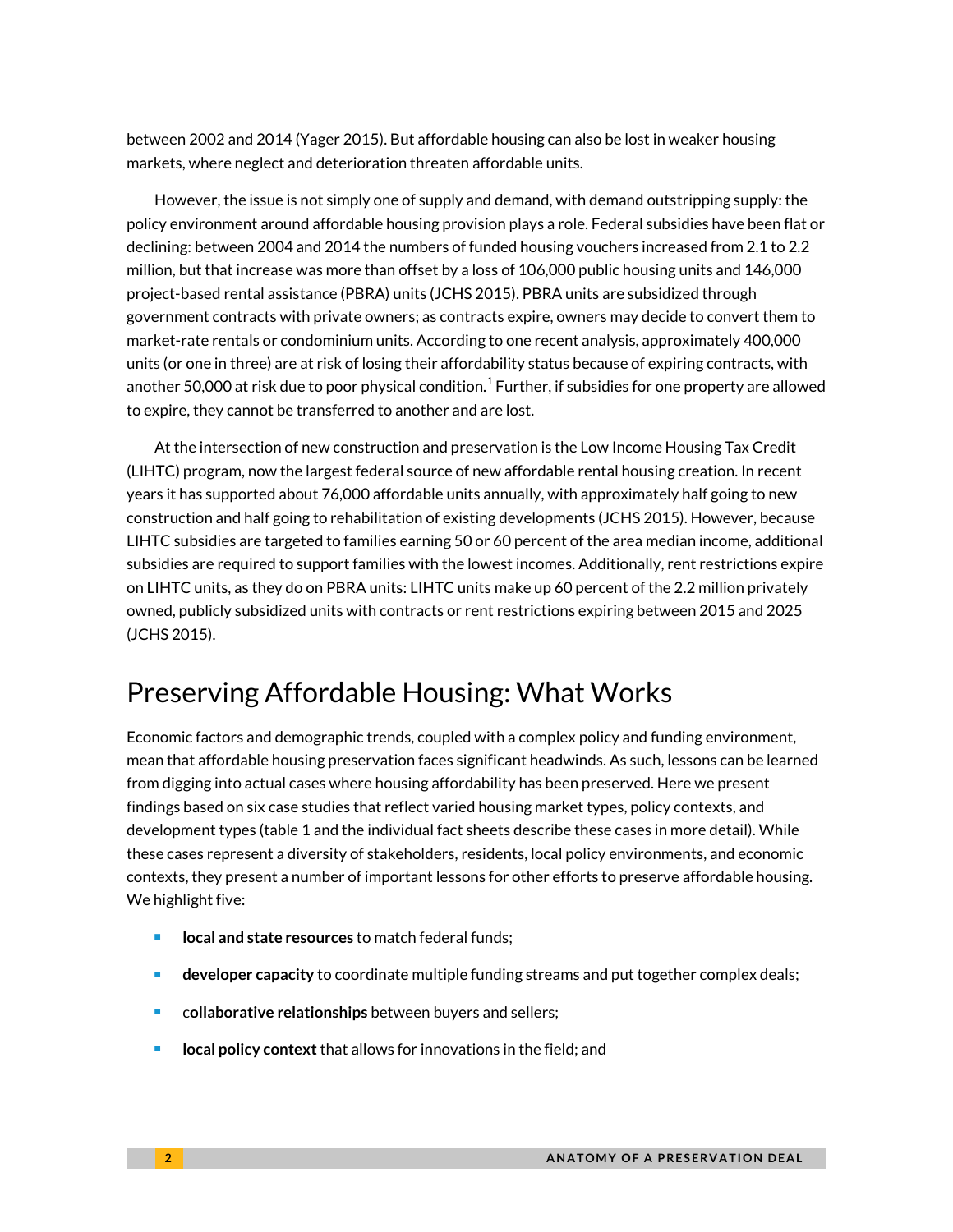between 2002 and 2014 (Yager 2015). But affordable housing can also be lost in weaker housing markets, where neglect and deterioration threaten affordable units.

However, the issue is not simply one of supply and demand, with demand outstripping supply: the policy environment around affordable housing provision plays a role. Federal subsidies have been flat or declining: between 2004 and 2014 the numbers of funded housing vouchers increased from 2.1 to 2.2 million, but that increase was more than offset by a loss of 106,000 public housing units and 146,000 project-based rental assistance (PBRA) units (JCHS 2015). PBRA units are subsidized through government contracts with private owners; as contracts expire, owners may decide to convert them to market-rate rentals or condominium units. According to one recent analysis, approximately 400,000 units (or one in three) are at risk of losing their affordability status because of expiring contracts, with another 50,000 at risk due to poor physical condition.[1] Further, if subsidies for one property are allowed to expire, they cannot be transferred to another and are lost.

At the intersection of new construction and preservation is the Low Income Housing Tax Credit (LIHTC) program, now the largest federal source of new affordable rental housing creation. In recent years it has supported about 76,000 affordable units annually, with approximately half going to new construction and half going to rehabilitation of existing developments (JCHS 2015). However, because LIHTC subsidies are targeted to families earning 50 or 60 percent of the area median income, additional subsidies are required to support families with the lowest incomes. Additionally, rent restrictions expire on LIHTC units, as they do on PBRA units: LIHTC units make up 60 percent of the 2.2 million privately owned, publicly subsidized units with contracts or rent restrictions expiring between 2015 and 2025 (JCHS 2015).

## Preserving Affordable Housing: What Works

Economic factors and demographic trends, coupled with a complex policy and funding environment, mean that affordable housing preservation faces significant headwinds. As such, lessons can be learned from digging into actual cases where housing affordability has been preserved. Here we present findings based on six case studies that reflect varied housing market types, policy contexts, and development types (table 1 and the individual fact sheets describe these cases in more detail). While these cases represent a diversity of stakeholders, residents, local policy environments, and economic contexts, they present a number of important lessons for other efforts to preserve affordable housing. We highlight five:

- **local and state resources** to match federal funds;
- **developer capacity** to coordinate multiple funding streams and put together complex deals;
- c**ollaborative relationships** between buyers and sellers;
- **local policy context** that allows for innovations in the field; and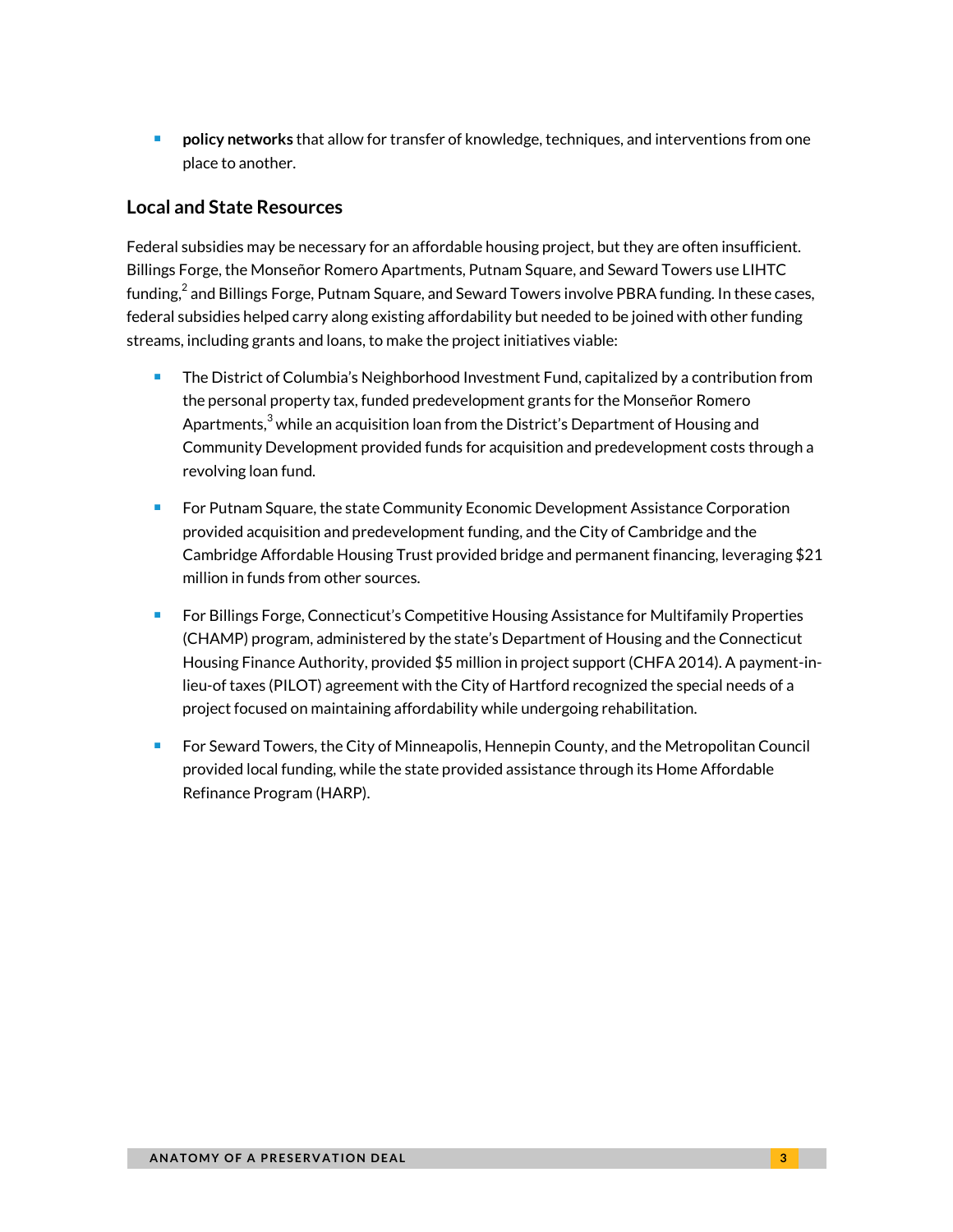- **policy networks** that allow for transfer of knowledge, techniques, and interventions from one place to another.

### Local and State Resources

Federal subsidies may be necessary for an affordable housing project, but they are often insufficient. Billings Forge, the Monseñor Romero Apartments, Putnam Square, and Seward Towers use LIHTC funding,[2] and Billings Forge, Putnam Square, and Seward Towers involve PBRA funding. In these cases, federal subsidies helped carry along existing affordability but needed to be joined with other funding streams, including grants and loans, to make the project initiatives viable:

- The District of Columbia's Neighborhood Investment Fund, capitalized by a contribution from the personal property tax, funded predevelopment grants for the Monseñor Romero Apartments,[3] while an acquisition loan from the District's Department of Housing and Community Development provided funds for acquisition and predevelopment costs through a revolving loan fund.
- For Putnam Square, the state Community Economic Development Assistance Corporation provided acquisition and predevelopment funding, and the City of Cambridge and the Cambridge Affordable Housing Trust provided bridge and permanent financing, leveraging $21 million in funds from other sources.
- For Billings Forge, Connecticut's Competitive Housing Assistance for Multifamily Properties (CHAMP) program, administered by the state's Department of Housing and the Connecticut Housing Finance Authority, provided $5 million in project support (CHFA 2014). A payment-in-lieu-of taxes (PILOT) agreement with the City of Hartford recognized the special needs of a project focused on maintaining affordability while undergoing rehabilitation.
- For Seward Towers, the City of Minneapolis, Hennepin County, and the Metropolitan Council provided local funding, while the state provided assistance through its Home Affordable Refinance Program (HARP).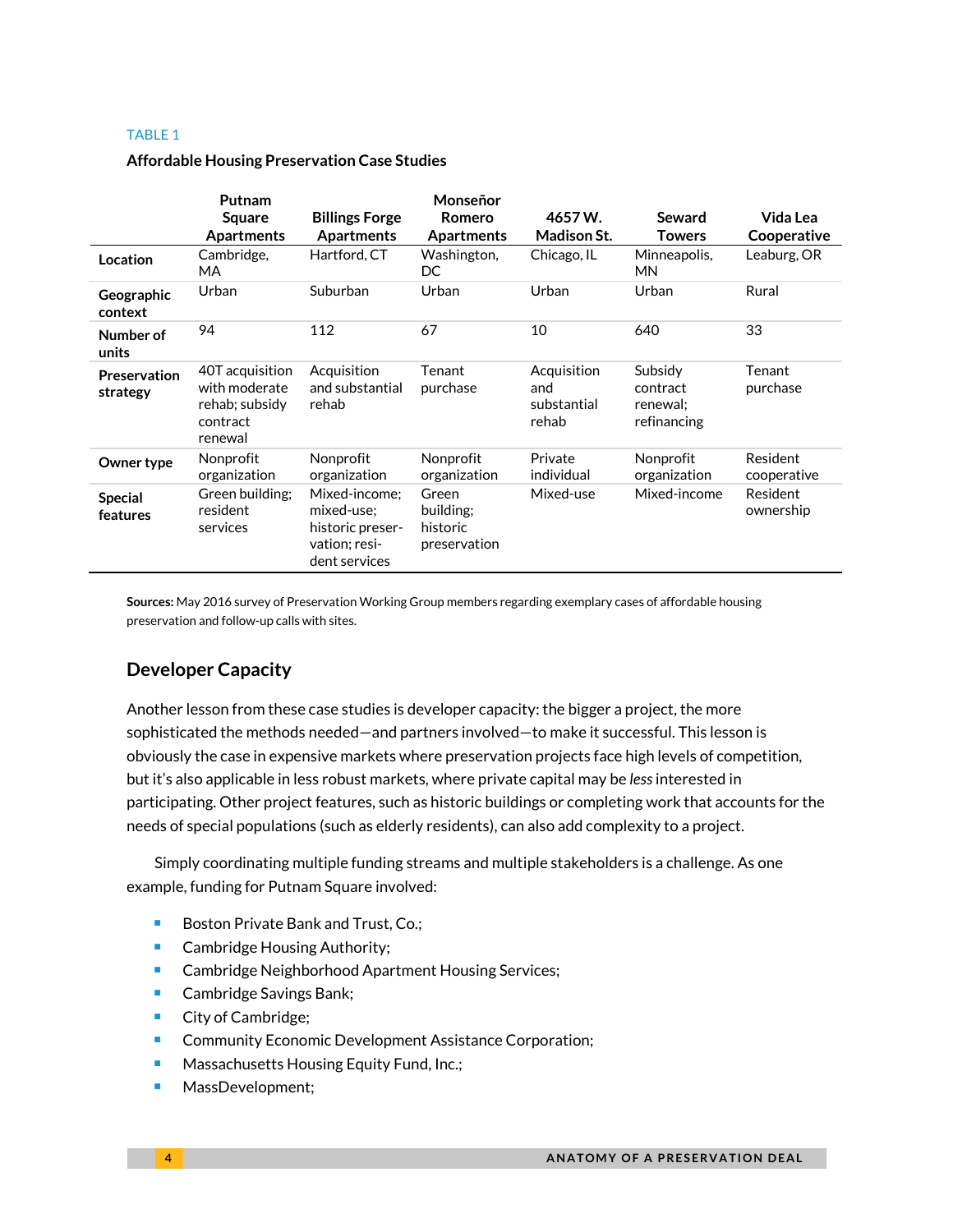TABLE 1

**Affordable Housing Preservation Case Studies**

| | Putnam Square Apartments | Billings Forge Apartments | Monseñor Romero Apartments | 4657 W. Madison St. | Seward Towers | Vida Lea Cooperative |
|---|---|---|---|---|---|---|
| **Location** | Cambridge, MA | Hartford, CT | Washington, DC | Chicago, IL | Minneapolis, MN | Leaburg, OR |
| **Geographic context** | Urban | Suburban | Urban | Urban | Urban | Rural |
| **Number of units** | 94 | 112 | 67 | 10 | 640 | 33 |
| **Preservation strategy** | 40T acquisition with moderate rehab; subsidy contract renewal | Acquisition and substantial rehab | Tenant purchase | Acquisition and substantial rehab | Subsidy contract renewal; refinancing | Tenant purchase |
| **Owner type** | Nonprofit organization | Nonprofit organization | Nonprofit organization | Private individual | Nonprofit organization | Resident cooperative |
| **Special features** | Green building; resident services | Mixed-income; mixed-use; historic preservation; resident services | Green building; historic preservation | Mixed-use | Mixed-income | Resident ownership |

**Sources:** May 2016 survey of Preservation Working Group members regarding exemplary cases of affordable housing preservation and follow-up calls with sites.

## Developer Capacity

Another lesson from these case studies is developer capacity: the bigger a project, the more sophisticated the methods needed—and partners involved—to make it successful. This lesson is obviously the case in expensive markets where preservation projects face high levels of competition, but it's also applicable in less robust markets, where private capital may be *less* interested in participating. Other project features, such as historic buildings or completing work that accounts for the needs of special populations (such as elderly residents), can also add complexity to a project.

Simply coordinating multiple funding streams and multiple stakeholders is a challenge. As one example, funding for Putnam Square involved:

- Boston Private Bank and Trust, Co.;
- Cambridge Housing Authority;
- Cambridge Neighborhood Apartment Housing Services;
- Cambridge Savings Bank;
- City of Cambridge;
- Community Economic Development Assistance Corporation;
- Massachusetts Housing Equity Fund, Inc.;
- MassDevelopment;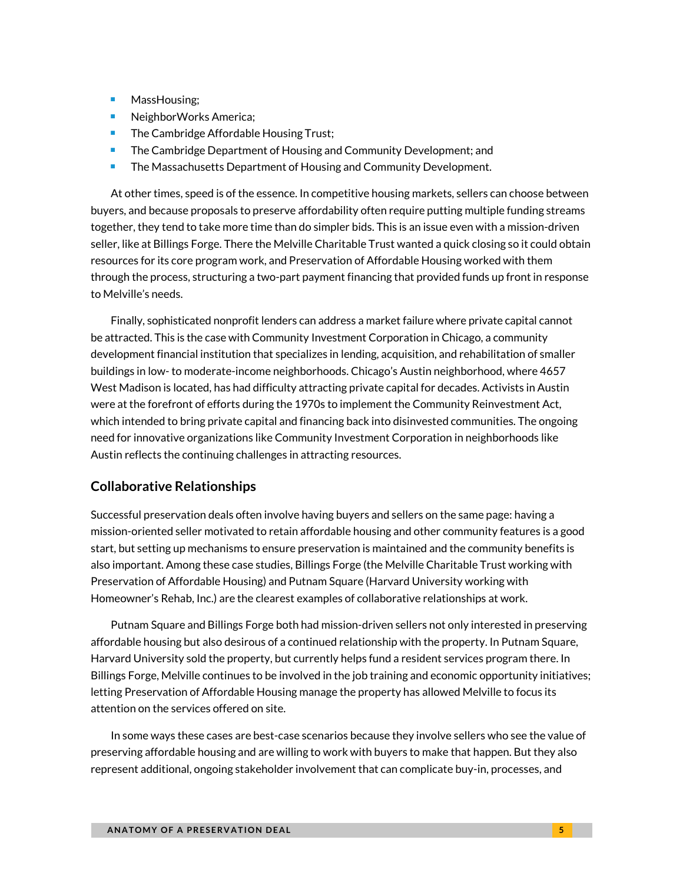- MassHousing;
- NeighborWorks America;
- The Cambridge Affordable Housing Trust;
- The Cambridge Department of Housing and Community Development; and
- The Massachusetts Department of Housing and Community Development.

At other times, speed is of the essence. In competitive housing markets, sellers can choose between buyers, and because proposals to preserve affordability often require putting multiple funding streams together, they tend to take more time than do simpler bids. This is an issue even with a mission-driven seller, like at Billings Forge. There the Melville Charitable Trust wanted a quick closing so it could obtain resources for its core program work, and Preservation of Affordable Housing worked with them through the process, structuring a two-part payment financing that provided funds up front in response to Melville's needs.

Finally, sophisticated nonprofit lenders can address a market failure where private capital cannot be attracted. This is the case with Community Investment Corporation in Chicago, a community development financial institution that specializes in lending, acquisition, and rehabilitation of smaller buildings in low- to moderate-income neighborhoods. Chicago's Austin neighborhood, where 4657 West Madison is located, has had difficulty attracting private capital for decades. Activists in Austin were at the forefront of efforts during the 1970s to implement the Community Reinvestment Act, which intended to bring private capital and financing back into disinvested communities. The ongoing need for innovative organizations like Community Investment Corporation in neighborhoods like Austin reflects the continuing challenges in attracting resources.

## Collaborative Relationships

Successful preservation deals often involve having buyers and sellers on the same page: having a mission-oriented seller motivated to retain affordable housing and other community features is a good start, but setting up mechanisms to ensure preservation is maintained and the community benefits is also important. Among these case studies, Billings Forge (the Melville Charitable Trust working with Preservation of Affordable Housing) and Putnam Square (Harvard University working with Homeowner's Rehab, Inc.) are the clearest examples of collaborative relationships at work.

Putnam Square and Billings Forge both had mission-driven sellers not only interested in preserving affordable housing but also desirous of a continued relationship with the property. In Putnam Square, Harvard University sold the property, but currently helps fund a resident services program there. In Billings Forge, Melville continues to be involved in the job training and economic opportunity initiatives; letting Preservation of Affordable Housing manage the property has allowed Melville to focus its attention on the services offered on site.

In some ways these cases are best-case scenarios because they involve sellers who see the value of preserving affordable housing and are willing to work with buyers to make that happen. But they also represent additional, ongoing stakeholder involvement that can complicate buy-in, processes, and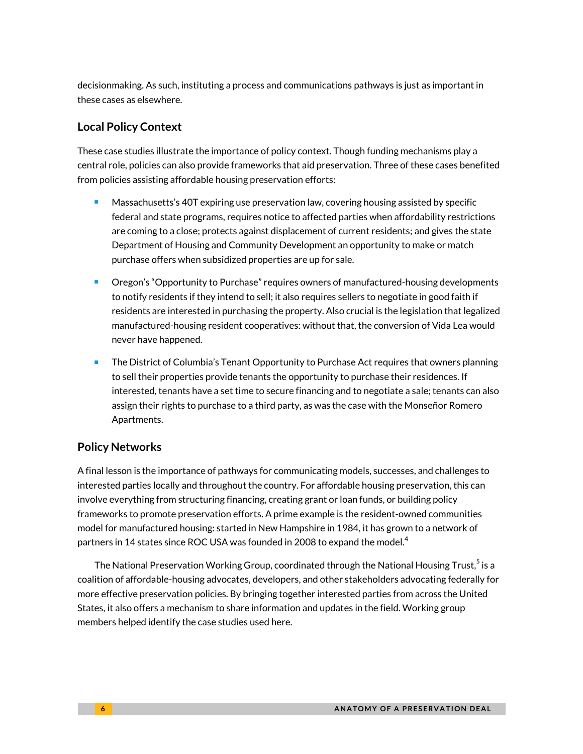decisionmaking. As such, instituting a process and communications pathways is just as important in these cases as elsewhere.

### Local Policy Context

These case studies illustrate the importance of policy context. Though funding mechanisms play a central role, policies can also provide frameworks that aid preservation. Three of these cases benefited from policies assisting affordable housing preservation efforts:

- Massachusetts's 40T expiring use preservation law, covering housing assisted by specific federal and state programs, requires notice to affected parties when affordability restrictions are coming to a close; protects against displacement of current residents; and gives the state Department of Housing and Community Development an opportunity to make or match purchase offers when subsidized properties are up for sale.
- Oregon's "Opportunity to Purchase" requires owners of manufactured-housing developments to notify residents if they intend to sell; it also requires sellers to negotiate in good faith if residents are interested in purchasing the property. Also crucial is the legislation that legalized manufactured-housing resident cooperatives: without that, the conversion of Vida Lea would never have happened.
- The District of Columbia's Tenant Opportunity to Purchase Act requires that owners planning to sell their properties provide tenants the opportunity to purchase their residences. If interested, tenants have a set time to secure financing and to negotiate a sale; tenants can also assign their rights to purchase to a third party, as was the case with the Monseñor Romero Apartments.

### Policy Networks

A final lesson is the importance of pathways for communicating models, successes, and challenges to interested parties locally and throughout the country. For affordable housing preservation, this can involve everything from structuring financing, creating grant or loan funds, or building policy frameworks to promote preservation efforts. A prime example is the resident-owned communities model for manufactured housing: started in New Hampshire in 1984, it has grown to a network of partners in 14 states since ROC USA was founded in 2008 to expand the model.[4]

The National Preservation Working Group, coordinated through the National Housing Trust,[5] is a coalition of affordable-housing advocates, developers, and other stakeholders advocating federally for more effective preservation policies. By bringing together interested parties from across the United States, it also offers a mechanism to share information and updates in the field. Working group members helped identify the case studies used here.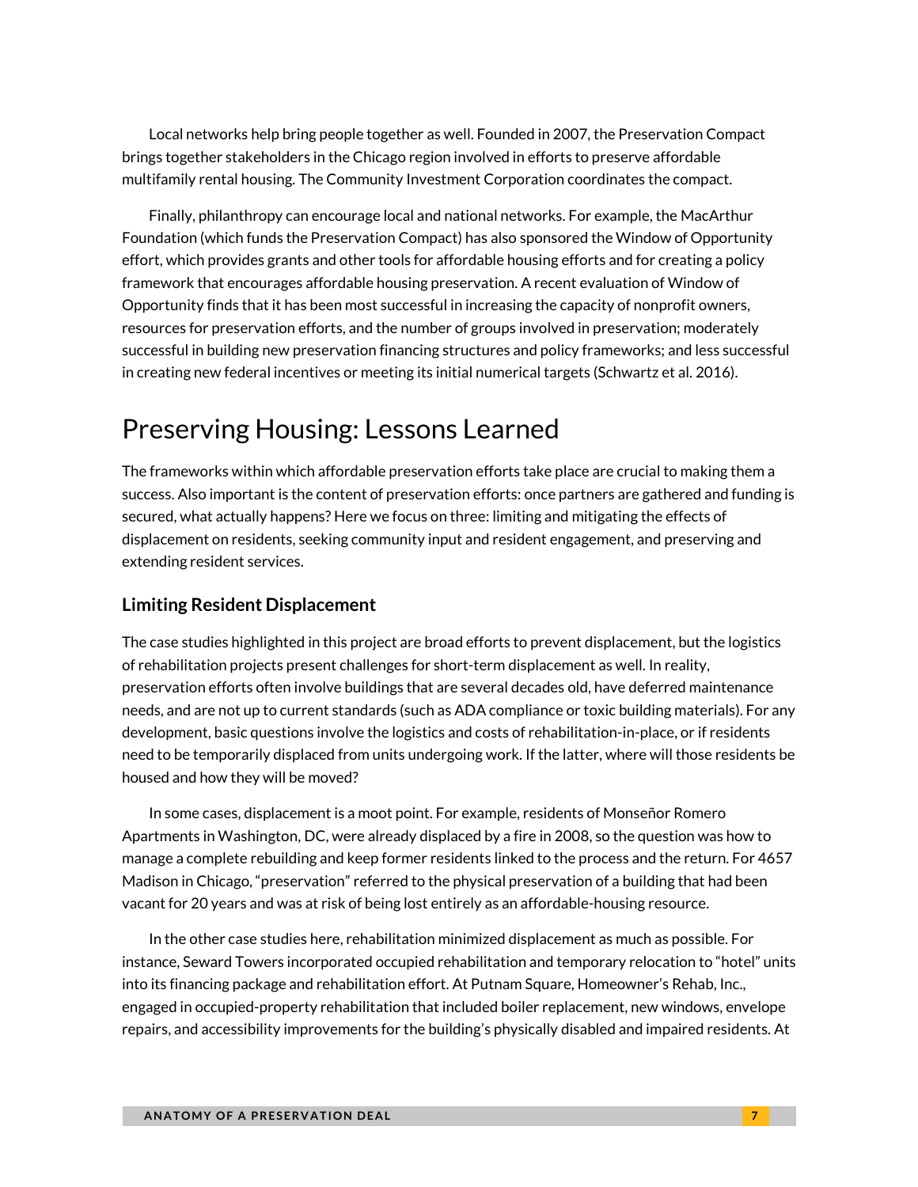Local networks help bring people together as well. Founded in 2007, the Preservation Compact brings together stakeholders in the Chicago region involved in efforts to preserve affordable multifamily rental housing. The Community Investment Corporation coordinates the compact.

Finally, philanthropy can encourage local and national networks. For example, the MacArthur Foundation (which funds the Preservation Compact) has also sponsored the Window of Opportunity effort, which provides grants and other tools for affordable housing efforts and for creating a policy framework that encourages affordable housing preservation. A recent evaluation of Window of Opportunity finds that it has been most successful in increasing the capacity of nonprofit owners, resources for preservation efforts, and the number of groups involved in preservation; moderately successful in building new preservation financing structures and policy frameworks; and less successful in creating new federal incentives or meeting its initial numerical targets (Schwartz et al. 2016).

# Preserving Housing: Lessons Learned

The frameworks within which affordable preservation efforts take place are crucial to making them a success. Also important is the content of preservation efforts: once partners are gathered and funding is secured, what actually happens? Here we focus on three: limiting and mitigating the effects of displacement on residents, seeking community input and resident engagement, and preserving and extending resident services.

### Limiting Resident Displacement

The case studies highlighted in this project are broad efforts to prevent displacement, but the logistics of rehabilitation projects present challenges for short-term displacement as well. In reality, preservation efforts often involve buildings that are several decades old, have deferred maintenance needs, and are not up to current standards (such as ADA compliance or toxic building materials). For any development, basic questions involve the logistics and costs of rehabilitation-in-place, or if residents need to be temporarily displaced from units undergoing work. If the latter, where will those residents be housed and how they will be moved?

In some cases, displacement is a moot point. For example, residents of Monseñor Romero Apartments in Washington, DC, were already displaced by a fire in 2008, so the question was how to manage a complete rebuilding and keep former residents linked to the process and the return. For 4657 Madison in Chicago, "preservation" referred to the physical preservation of a building that had been vacant for 20 years and was at risk of being lost entirely as an affordable-housing resource.

In the other case studies here, rehabilitation minimized displacement as much as possible. For instance, Seward Towers incorporated occupied rehabilitation and temporary relocation to "hotel" units into its financing package and rehabilitation effort. At Putnam Square, Homeowner's Rehab, Inc., engaged in occupied-property rehabilitation that included boiler replacement, new windows, envelope repairs, and accessibility improvements for the building's physically disabled and impaired residents. At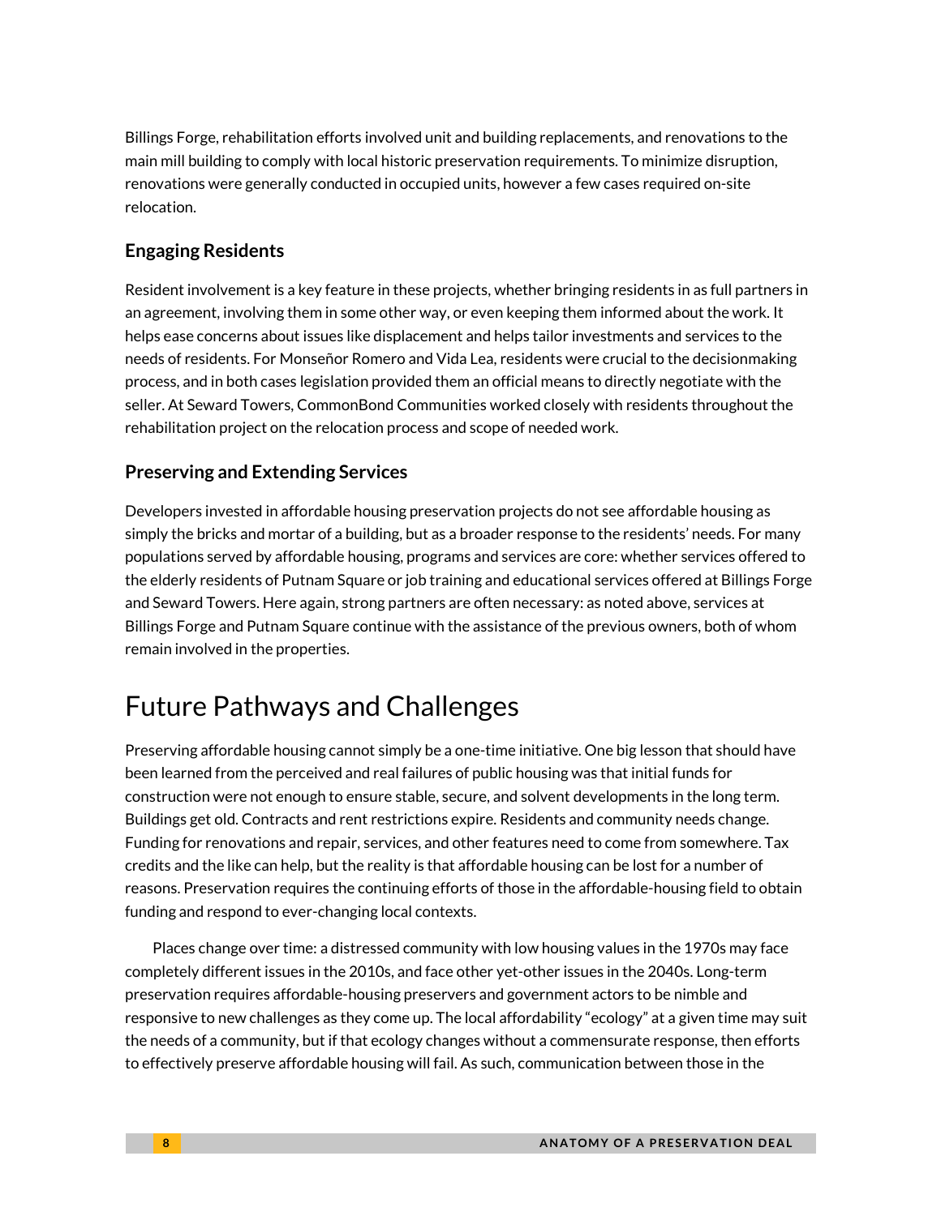Billings Forge, rehabilitation efforts involved unit and building replacements, and renovations to the main mill building to comply with local historic preservation requirements. To minimize disruption, renovations were generally conducted in occupied units, however a few cases required on-site relocation.

### Engaging Residents

Resident involvement is a key feature in these projects, whether bringing residents in as full partners in an agreement, involving them in some other way, or even keeping them informed about the work. It helps ease concerns about issues like displacement and helps tailor investments and services to the needs of residents. For Monseñor Romero and Vida Lea, residents were crucial to the decisionmaking process, and in both cases legislation provided them an official means to directly negotiate with the seller. At Seward Towers, CommonBond Communities worked closely with residents throughout the rehabilitation project on the relocation process and scope of needed work.

### Preserving and Extending Services

Developers invested in affordable housing preservation projects do not see affordable housing as simply the bricks and mortar of a building, but as a broader response to the residents' needs. For many populations served by affordable housing, programs and services are core: whether services offered to the elderly residents of Putnam Square or job training and educational services offered at Billings Forge and Seward Towers. Here again, strong partners are often necessary: as noted above, services at Billings Forge and Putnam Square continue with the assistance of the previous owners, both of whom remain involved in the properties.

## Future Pathways and Challenges

Preserving affordable housing cannot simply be a one-time initiative. One big lesson that should have been learned from the perceived and real failures of public housing was that initial funds for construction were not enough to ensure stable, secure, and solvent developments in the long term. Buildings get old. Contracts and rent restrictions expire. Residents and community needs change. Funding for renovations and repair, services, and other features need to come from somewhere. Tax credits and the like can help, but the reality is that affordable housing can be lost for a number of reasons. Preservation requires the continuing efforts of those in the affordable-housing field to obtain funding and respond to ever-changing local contexts.

Places change over time: a distressed community with low housing values in the 1970s may face completely different issues in the 2010s, and face other yet-other issues in the 2040s. Long-term preservation requires affordable-housing preservers and government actors to be nimble and responsive to new challenges as they come up. The local affordability "ecology" at a given time may suit the needs of a community, but if that ecology changes without a commensurate response, then efforts to effectively preserve affordable housing will fail. As such, communication between those in the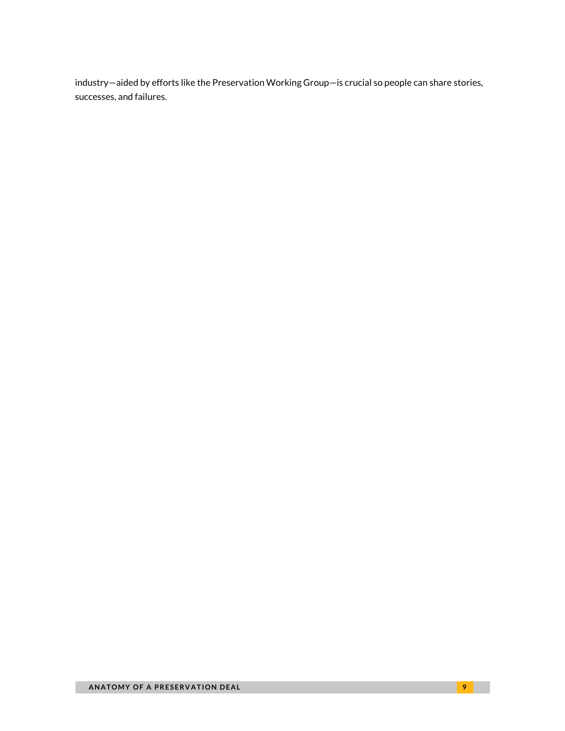industry—aided by efforts like the Preservation Working Group—is crucial so people can share stories, successes, and failures.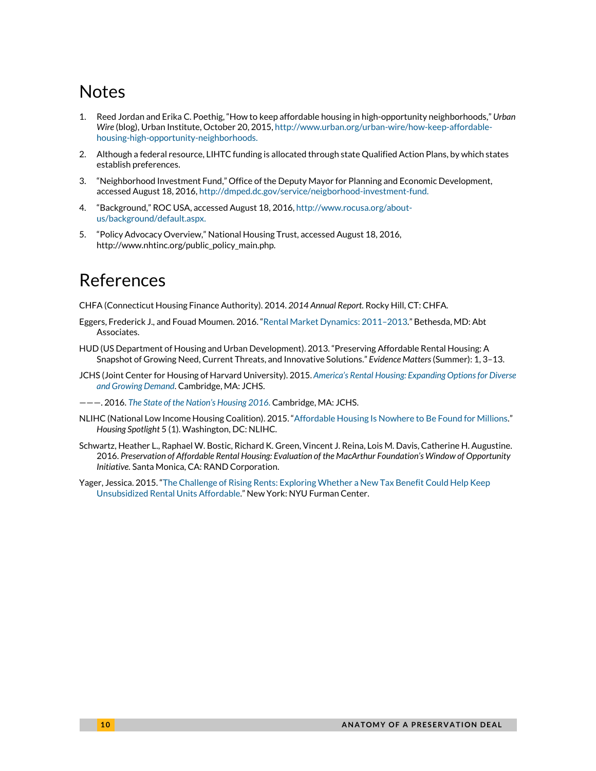## Notes

1. Reed Jordan and Erika C. Poethig, "How to keep affordable housing in high-opportunity neighborhoods," *Urban Wire* (blog), Urban Institute, October 20, 2015, http://www.urban.org/urban-wire/how-keep-affordable-housing-high-opportunity-neighborhoods.
2. Although a federal resource, LIHTC funding is allocated through state Qualified Action Plans, by which states establish preferences.
3. "Neighborhood Investment Fund," Office of the Deputy Mayor for Planning and Economic Development, accessed August 18, 2016, http://dmped.dc.gov/service/neigborhood-investment-fund.
4. "Background," ROC USA, accessed August 18, 2016, http://www.rocusa.org/about-us/background/default.aspx.
5. "Policy Advocacy Overview," National Housing Trust, accessed August 18, 2016, http://www.nhtinc.org/public_policy_main.php.

## References

CHFA (Connecticut Housing Finance Authority). 2014. *2014 Annual Report*. Rocky Hill, CT: CHFA.

Eggers, Frederick J., and Fouad Moumen. 2016. "Rental Market Dynamics: 2011–2013." Bethesda, MD: Abt Associates.

HUD (US Department of Housing and Urban Development). 2013. "Preserving Affordable Rental Housing: A Snapshot of Growing Need, Current Threats, and Innovative Solutions." *Evidence Matters* (Summer): 1, 3–13.

JCHS (Joint Center for Housing of Harvard University). 2015. *America's Rental Housing: Expanding Options for Diverse and Growing Demand*. Cambridge, MA: JCHS.

———. 2016. *The State of the Nation's Housing 2016*. Cambridge, MA: JCHS.

NLIHC (National Low Income Housing Coalition). 2015. "Affordable Housing Is Nowhere to Be Found for Millions." *Housing Spotlight* 5 (1). Washington, DC: NLIHC.

Schwartz, Heather L., Raphael W. Bostic, Richard K. Green, Vincent J. Reina, Lois M. Davis, Catherine H. Augustine. 2016. *Preservation of Affordable Rental Housing: Evaluation of the MacArthur Foundation's Window of Opportunity Initiative.* Santa Monica, CA: RAND Corporation.

Yager, Jessica. 2015. "The Challenge of Rising Rents: Exploring Whether a New Tax Benefit Could Help Keep Unsubsidized Rental Units Affordable." New York: NYU Furman Center.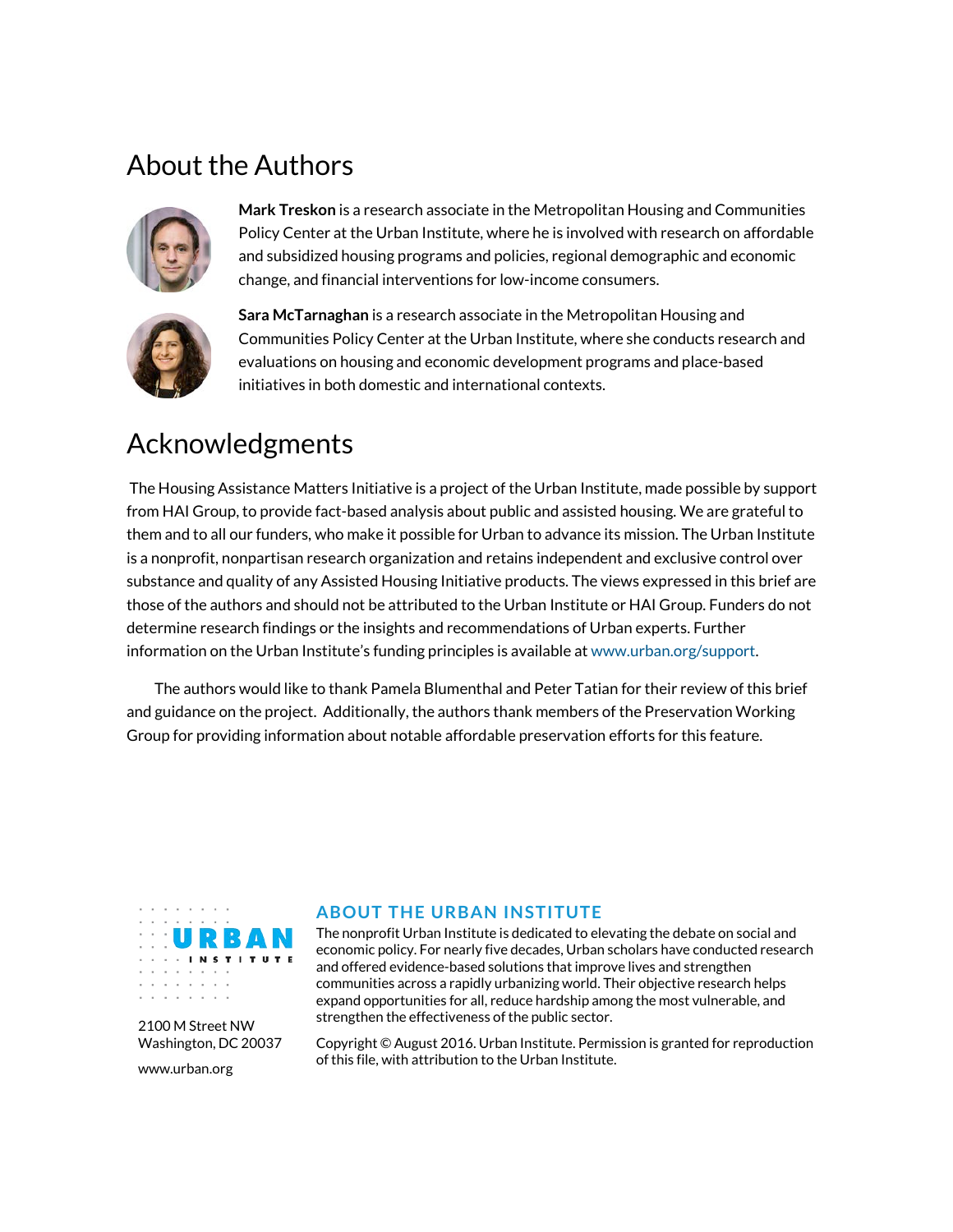## About the Authors

**Mark Treskon** is a research associate in the Metropolitan Housing and Communities Policy Center at the Urban Institute, where he is involved with research on affordable and subsidized housing programs and policies, regional demographic and economic change, and financial interventions for low-income consumers.

**Sara McTarnaghan** is a research associate in the Metropolitan Housing and Communities Policy Center at the Urban Institute, where she conducts research and evaluations on housing and economic development programs and place-based initiatives in both domestic and international contexts.

## Acknowledgments

The Housing Assistance Matters Initiative is a project of the Urban Institute, made possible by support from HAI Group, to provide fact-based analysis about public and assisted housing. We are grateful to them and to all our funders, who make it possible for Urban to advance its mission. The Urban Institute is a nonprofit, nonpartisan research organization and retains independent and exclusive control over substance and quality of any Assisted Housing Initiative products. The views expressed in this brief are those of the authors and should not be attributed to the Urban Institute or HAI Group. Funders do not determine research findings or the insights and recommendations of Urban experts. Further information on the Urban Institute's funding principles is available at www.urban.org/support.

The authors would like to thank Pamela Blumenthal and Peter Tatian for their review of this brief and guidance on the project. Additionally, the authors thank members of the Preservation Working Group for providing information about notable affordable preservation efforts for this feature.

URBAN INSTITUTE

2100 M Street NW
Washington, DC 20037

www.urban.org

### ABOUT THE URBAN INSTITUTE

The nonprofit Urban Institute is dedicated to elevating the debate on social and economic policy. For nearly five decades, Urban scholars have conducted research and offered evidence-based solutions that improve lives and strengthen communities across a rapidly urbanizing world. Their objective research helps expand opportunities for all, reduce hardship among the most vulnerable, and strengthen the effectiveness of the public sector.

Copyright © August 2016. Urban Institute. Permission is granted for reproduction of this file, with attribution to the Urban Institute.